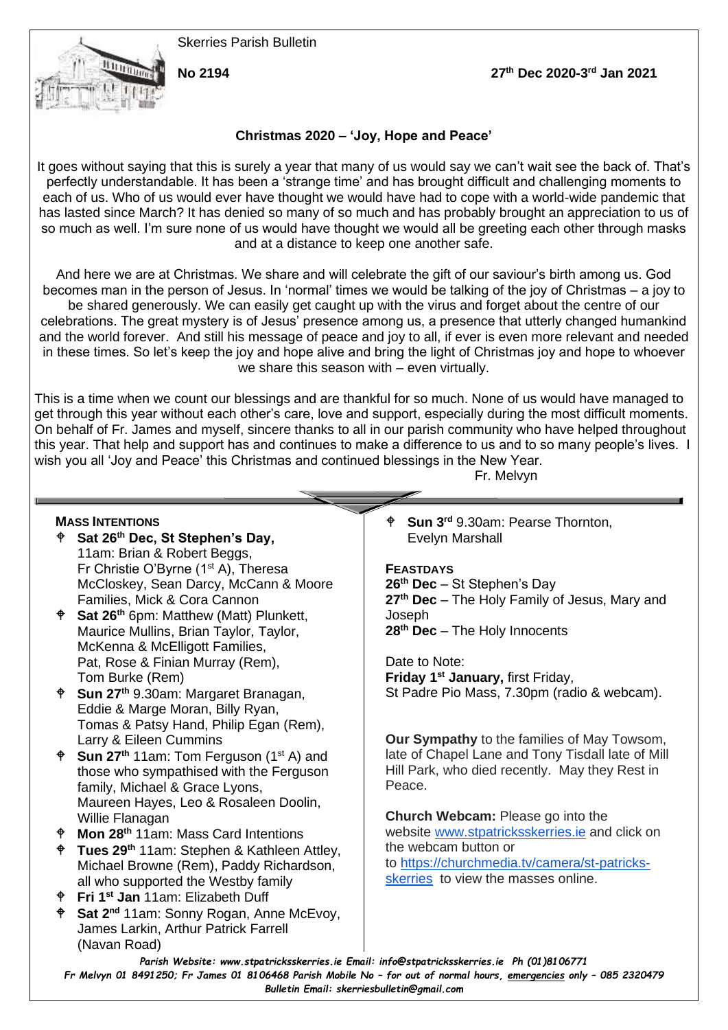Skerries Parish Bulletin

**No 2194** **27th Dec 2020-3rd Jan 2021**

## Christmas 2020 – 'Joy, Hope and Peace'

It goes without saying that this is surely a year that many of us would say we can't wait see the back of. That's perfectly understandable. It has been a 'strange time' and has brought difficult and challenging moments to each of us. Who of us would ever have thought we would have had to cope with a world-wide pandemic that has lasted since March? It has denied so many of so much and has probably brought an appreciation to us of so much as well. I'm sure none of us would have thought we would all be greeting each other through masks and at a distance to keep one another safe.

And here we are at Christmas. We share and will celebrate the gift of our saviour's birth among us. God becomes man in the person of Jesus. In 'normal' times we would be talking of the joy of Christmas – a joy to be shared generously. We can easily get caught up with the virus and forget about the centre of our celebrations. The great mystery is of Jesus' presence among us, a presence that utterly changed humankind and the world forever. And still his message of peace and joy to all, if ever is even more relevant and needed in these times. So let's keep the joy and hope alive and bring the light of Christmas joy and hope to whoever we share this season with – even virtually.

This is a time when we count our blessings and are thankful for so much. None of us would have managed to get through this year without each other's care, love and support, especially during the most difficult moments. On behalf of Fr. James and myself, sincere thanks to all in our parish community who have helped throughout this year. That help and support has and continues to make a difference to us and to so many people's lives. I wish you all 'Joy and Peace' this Christmas and continued blessings in the New Year.

Fr. Melvyn

---

### MASS INTENTIONS

- **Sat 26th Dec, St Stephen's Day,** 11am: Brian & Robert Beggs, Fr Christie O'Byrne (1st A), Theresa McCloskey, Sean Darcy, McCann & Moore Families, Mick & Cora Cannon
- **Sat 26th** 6pm: Matthew (Matt) Plunkett, Maurice Mullins, Brian Taylor, Taylor, McKenna & McElligott Families, Pat, Rose & Finian Murray (Rem), Tom Burke (Rem)
- **Sun 27th** 9.30am: Margaret Branagan, Eddie & Marge Moran, Billy Ryan, Tomas & Patsy Hand, Philip Egan (Rem), Larry & Eileen Cummins
- **Sun 27th** 11am: Tom Ferguson (1st A) and those who sympathised with the Ferguson family, Michael & Grace Lyons, Maureen Hayes, Leo & Rosaleen Doolin, Willie Flanagan
- **Mon 28th** 11am: Mass Card Intentions
- **Tues 29th** 11am: Stephen & Kathleen Attley, Michael Browne (Rem), Paddy Richardson, all who supported the Westby family
- **Fri 1st Jan** 11am: Elizabeth Duff
- **Sat 2nd** 11am: Sonny Rogan, Anne McEvoy, James Larkin, Arthur Patrick Farrell (Navan Road)
- **Sun 3rd** 9.30am: Pearse Thornton, Evelyn Marshall

### FEASTDAYS

**26th Dec** – St Stephen's Day
**27th Dec** – The Holy Family of Jesus, Mary and Joseph
**28th Dec** – The Holy Innocents

Date to Note:
**Friday 1st January,** first Friday,
St Padre Pio Mass, 7.30pm (radio & webcam).

**Our Sympathy** to the families of May Towsom, late of Chapel Lane and Tony Tisdall late of Mill Hill Park, who died recently. May they Rest in Peace.

**Church Webcam:** Please go into the website www.stpatricksskerries.ie and click on the webcam button or to https://churchmedia.tv/camera/st-patricks-skerries to view the masses online.

*Parish Website: www.stpatricksskerries.ie Email: info@stpatricksskerries.ie Ph (01)8106771*
*Fr Melvyn 01 8491250; Fr James 01 8106468 Parish Mobile No – for out of normal hours, emergencies only – 085 2320479*
*Bulletin Email: skerriesbulletin@gmail.com*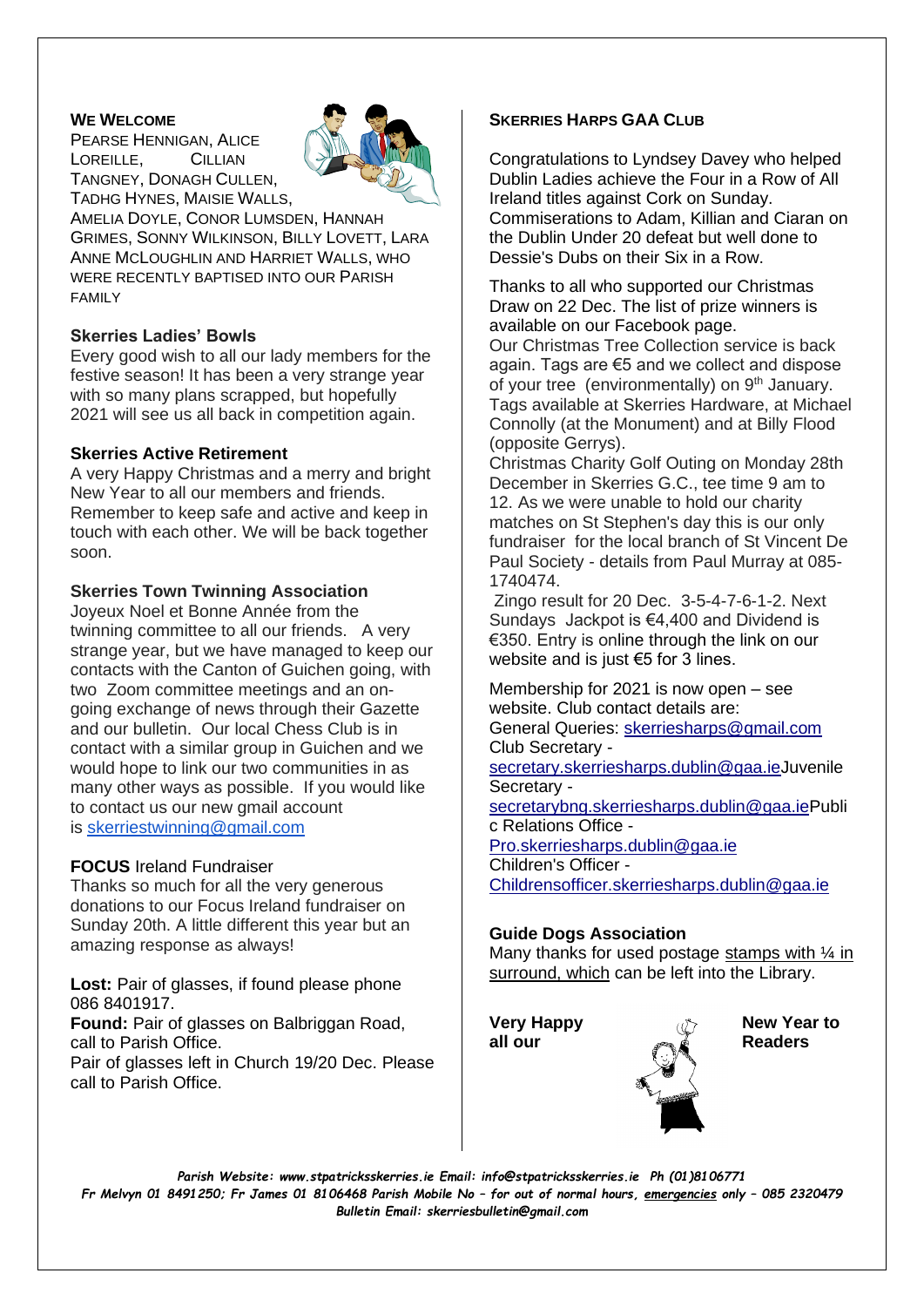### WE WELCOME

PEARSE HENNIGAN, ALICE LOREILLE, CILLIAN TANGNEY, DONAGH CULLEN, TADHG HYNES, MAISIE WALLS, AMELIA DOYLE, CONOR LUMSDEN, HANNAH GRIMES, SONNY WILKINSON, BILLY LOVETT, LARA ANNE MCLOUGHLIN AND HARRIET WALLS, WHO WERE RECENTLY BAPTISED INTO OUR PARISH FAMILY

### Skerries Ladies' Bowls

Every good wish to all our lady members for the festive season! It has been a very strange year with so many plans scrapped, but hopefully 2021 will see us all back in competition again.

### Skerries Active Retirement

A very Happy Christmas and a merry and bright New Year to all our members and friends. Remember to keep safe and active and keep in touch with each other. We will be back together soon.

### Skerries Town Twinning Association

Joyeux Noel et Bonne Année from the twinning committee to all our friends. A very strange year, but we have managed to keep our contacts with the Canton of Guichen going, with two Zoom committee meetings and an on-going exchange of news through their Gazette and our bulletin. Our local Chess Club is in contact with a similar group in Guichen and we would hope to link our two communities in as many other ways as possible. If you would like to contact us our new gmail account is skerriestwinning@gmail.com

### FOCUS Ireland Fundraiser

Thanks so much for all the very generous donations to our Focus Ireland fundraiser on Sunday 20th. A little different this year but an amazing response as always!

**Lost:** Pair of glasses, if found please phone 086 8401917.

**Found:** Pair of glasses on Balbriggan Road, call to Parish Office.

Pair of glasses left in Church 19/20 Dec. Please call to Parish Office.

### SKERRIES HARPS GAA CLUB

Congratulations to Lyndsey Davey who helped Dublin Ladies achieve the Four in a Row of All Ireland titles against Cork on Sunday. Commiserations to Adam, Killian and Ciaran on the Dublin Under 20 defeat but well done to Dessie's Dubs on their Six in a Row.

Thanks to all who supported our Christmas Draw on 22 Dec. The list of prize winners is available on our Facebook page.

Our Christmas Tree Collection service is back again. Tags are €5 and we collect and dispose of your tree (environmentally) on 9th January. Tags available at Skerries Hardware, at Michael Connolly (at the Monument) and at Billy Flood (opposite Gerrys).

Christmas Charity Golf Outing on Monday 28th December in Skerries G.C., tee time 9 am to 12. As we were unable to hold our charity matches on St Stephen's day this is our only fundraiser for the local branch of St Vincent De Paul Society - details from Paul Murray at 085-1740474.

Zingo result for 20 Dec. 3-5-4-7-6-1-2. Next Sundays Jackpot is €4,400 and Dividend is €350. Entry is online through the link on our website and is just €5 for 3 lines.

Membership for 2021 is now open – see website. Club contact details are:

General Queries: skerriesharps@gmail.com

Club Secretary - secretary.skerriesharps.dublin@gaa.ie

Juvenile Secretary - secretarybng.skerriesharps.dublin@gaa.ie

Public Relations Office - Pro.skerriesharps.dublin@gaa.ie

Children's Officer - Childrensofficer.skerriesharps.dublin@gaa.ie

### Guide Dogs Association

Many thanks for used postage stamps with ¼ in surround, which can be left into the Library.

**Very Happy New Year to all our Readers**

*Parish Website: www.stpatricksskerries.ie Email: info@stpatricksskerries.ie Ph (01)8106771*

*Fr Melvyn 01 8491250; Fr James 01 8106468 Parish Mobile No – for out of normal hours, emergencies only – 085 2320479*

*Bulletin Email: skerriesbulletin@gmail.com*